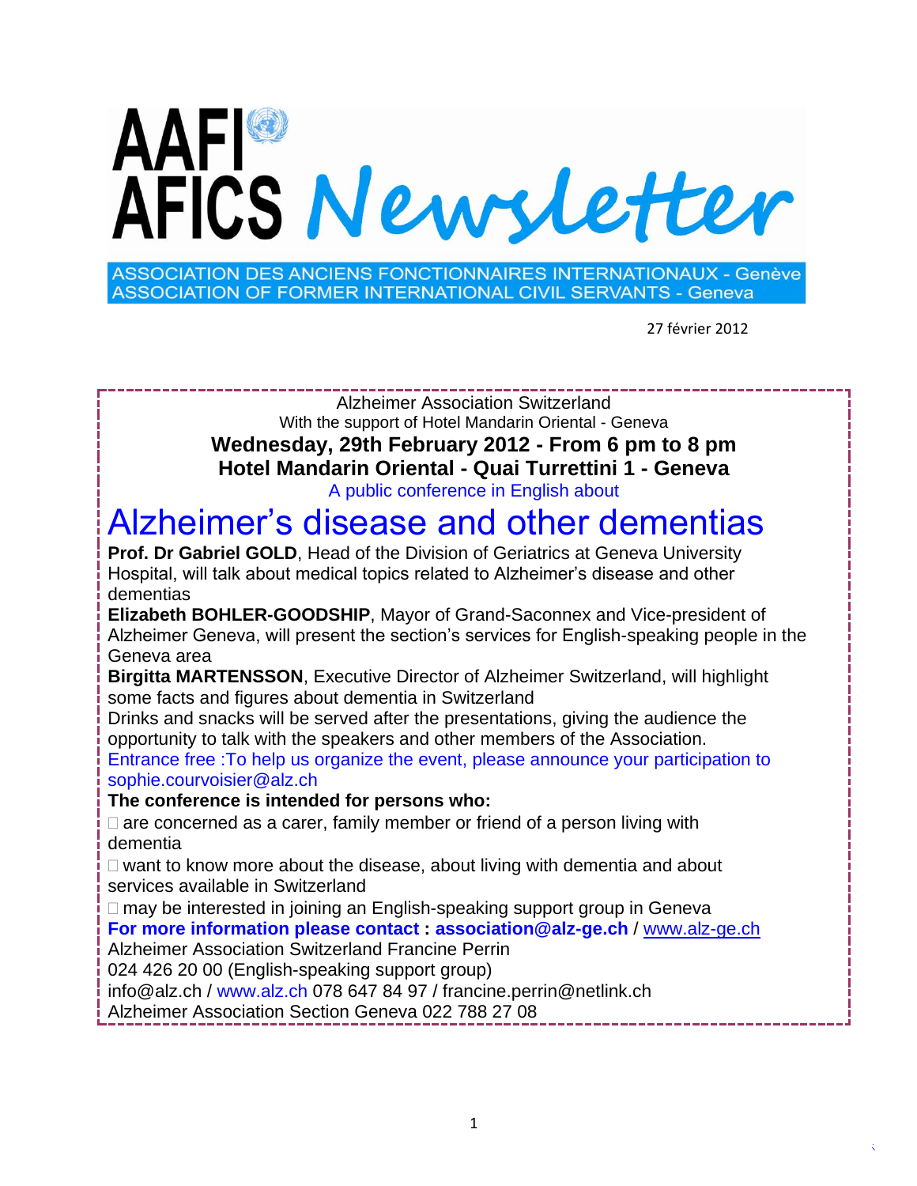# AAFI AFICS Newsletter

ASSOCIATION DES ANCIENS FONCTIONNAIRES INTERNATIONAUX - Genève
ASSOCIATION OF FORMER INTERNATIONAL CIVIL SERVANTS - Geneva

27 février 2012

Alzheimer Association Switzerland
With the support of Hotel Mandarin Oriental - Geneva

**Wednesday, 29th February 2012 - From 6 pm to 8 pm**
**Hotel Mandarin Oriental - Quai Turrettini 1 - Geneva**

A public conference in English about

## Alzheimer's disease and other dementias

**Prof. Dr Gabriel GOLD**, Head of the Division of Geriatrics at Geneva University Hospital, will talk about medical topics related to Alzheimer's disease and other dementias

**Elizabeth BOHLER-GOODSHIP**, Mayor of Grand-Saconnex and Vice-president of Alzheimer Geneva, will present the section's services for English-speaking people in the Geneva area

**Birgitta MARTENSSON**, Executive Director of Alzheimer Switzerland, will highlight some facts and figures about dementia in Switzerland

Drinks and snacks will be served after the presentations, giving the audience the opportunity to talk with the speakers and other members of the Association.

Entrance free :To help us organize the event, please announce your participation to sophie.courvoisier@alz.ch

**The conference is intended for persons who:**

- are concerned as a carer, family member or friend of a person living with dementia
- want to know more about the disease, about living with dementia and about services available in Switzerland
- may be interested in joining an English-speaking support group in Geneva

**For more information please contact : association@alz-ge.ch** / www.alz-ge.ch

Alzheimer Association Switzerland Francine Perrin
024 426 20 00 (English-speaking support group)
info@alz.ch / www.alz.ch 078 647 84 97 / francine.perrin@netlink.ch
Alzheimer Association Section Geneva 022 788 27 08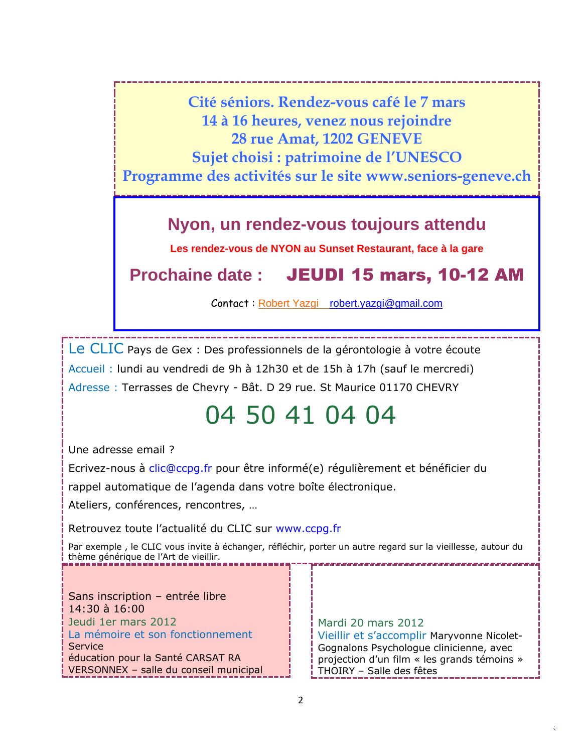**Cité séniors. Rendez-vous café le 7 mars**
**14 à 16 heures, venez nous rejoindre**
**28 rue Amat, 1202 GENEVE**
**Sujet choisi : patrimoine de l'UNESCO**
**Programme des activités sur le site www.seniors-geneve.ch**

## Nyon, un rendez-vous toujours attendu

**Les rendez-vous de NYON au Sunset Restaurant, face à la gare**

**Prochaine date : JEUDI 15 mars, 10-12 AM**

Contact : Robert Yazgi robert.yazgi@gmail.com

Le CLIC Pays de Gex : Des professionnels de la gérontologie à votre écoute

Accueil : lundi au vendredi de 9h à 12h30 et de 15h à 17h (sauf le mercredi)

Adresse : Terrasses de Chevry - Bât. D 29 rue. St Maurice 01170 CHEVRY

# 04 50 41 04 04

Une adresse email ?

Ecrivez-nous à clic@ccpg.fr pour être informé(e) régulièrement et bénéficier du rappel automatique de l'agenda dans votre boîte électronique.

Ateliers, conférences, rencontres, …

Retrouvez toute l'actualité du CLIC sur www.ccpg.fr

Par exemple , le CLIC vous invite à échanger, réfléchir, porter un autre regard sur la vieillesse, autour du thème générique de l'Art de vieillir.

Sans inscription – entrée libre
14:30 à 16:00
Jeudi 1er mars 2012
La mémoire et son fonctionnement
Service
éducation pour la Santé CARSAT RA
VERSONNEX – salle du conseil municipal

Mardi 20 mars 2012
Vieillir et s'accomplir Maryvonne Nicolet-Gognalons Psychologue clinicienne, avec projection d'un film « les grands témoins »
THOIRY – Salle des fêtes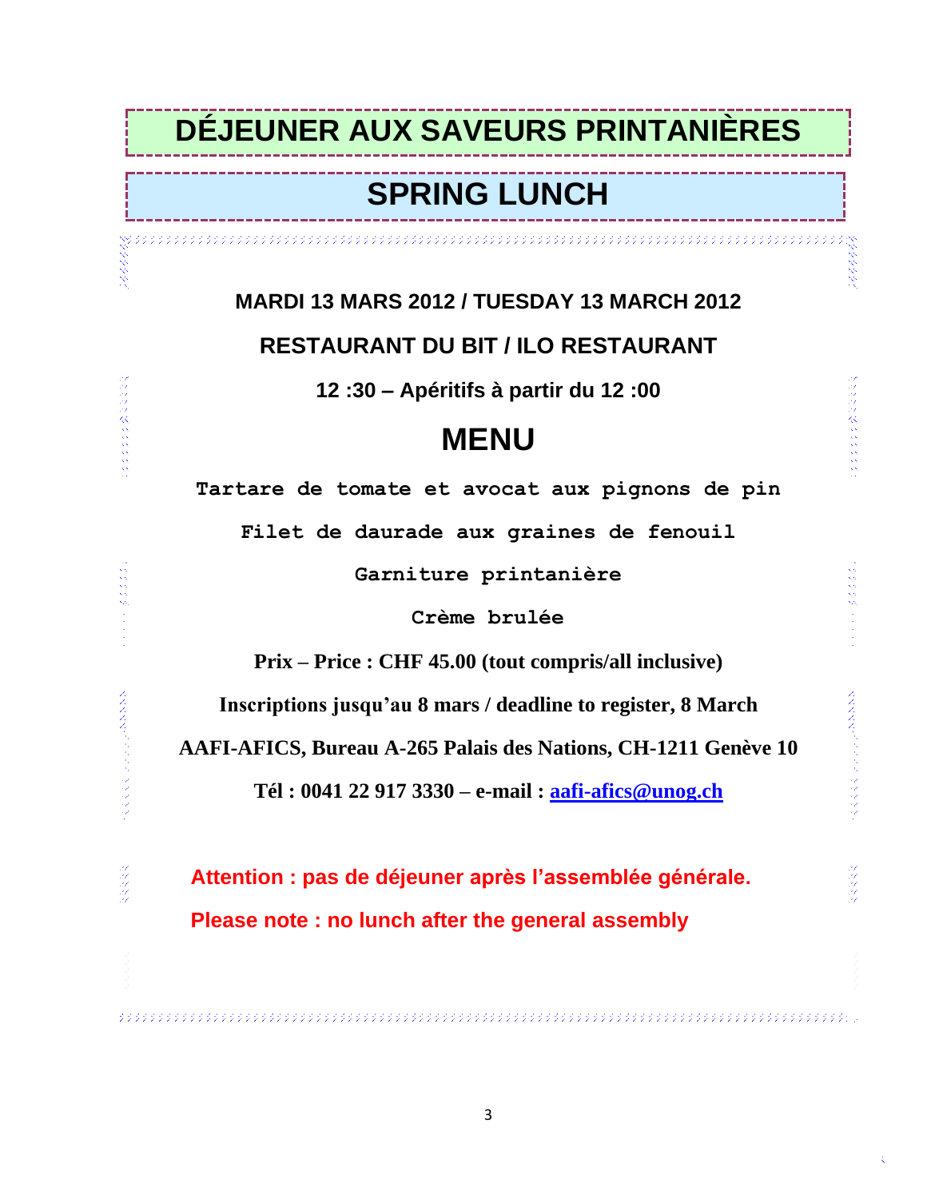# DÉJEUNER AUX SAVEURS PRINTANIÈRES

# SPRING LUNCH

**MARDI 13 MARS 2012 / TUESDAY 13 MARCH 2012**

**RESTAURANT DU BIT / ILO RESTAURANT**

**12 :30 – Apéritifs à partir du 12 :00**

## MENU

**Tartare de tomate et avocat aux pignons de pin**

**Filet de daurade aux graines de fenouil**

**Garniture printanière**

**Crème brulée**

**Prix – Price : CHF 45.00 (tout compris/all inclusive)**

**Inscriptions jusqu'au 8 mars / deadline to register, 8 March**

**AAFI-AFICS, Bureau A-265 Palais des Nations, CH-1211 Genève 10**

**Tél : 0041 22 917 3330 – e-mail : aafi-afics@unog.ch**

**Attention : pas de déjeuner après l'assemblée générale.**

**Please note : no lunch after the general assembly**